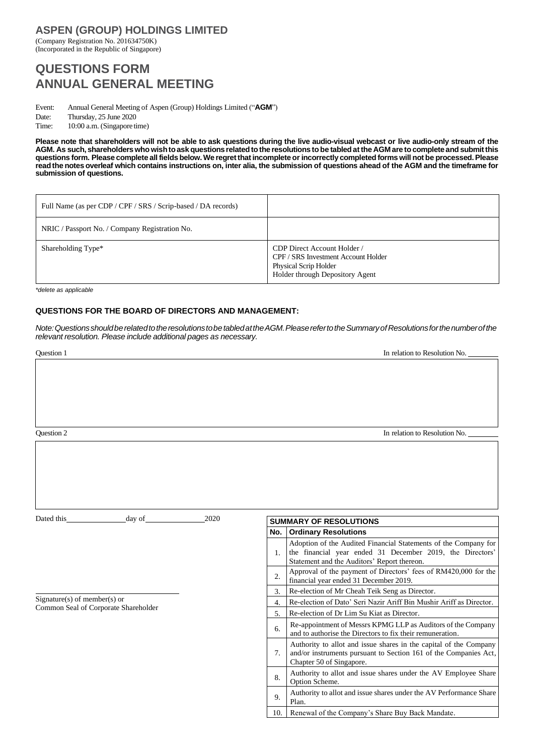# ASPEN (GROUP) HOLDINGS LIMITED

(Company Registration No. 201634750K)
(Incorporated in the Republic of Singapore)

# QUESTIONS FORM
# ANNUAL GENERAL MEETING

Event: Annual General Meeting of Aspen (Group) Holdings Limited ("**AGM**")
Date: Thursday, 25 June 2020
Time: 10:00 a.m. (Singapore time)

**Please note that shareholders will not be able to ask questions during the live audio-visual webcast or live audio-only stream of the AGM. As such, shareholders who wish to ask questions related to the resolutions to be tabled at the AGM are to complete and submit this questions form. Please complete all fields below. We regret that incomplete or incorrectly completed forms will not be processed. Please read the notes overleaf which contains instructions on, inter alia, the submission of questions ahead of the AGM and the timeframe for submission of questions.**

| | |
|---|---|
| Full Name (as per CDP / CPF / SRS / Scrip-based / DA records) | |
| NRIC / Passport No. / Company Registration No. | |
| Shareholding Type* | CDP Direct Account Holder / CPF / SRS Investment Account Holder Physical Scrip Holder Holder through Depository Agent |

*\*delete as applicable*

## QUESTIONS FOR THE BOARD OF DIRECTORS AND MANAGEMENT:

*Note: Questions should be related to the resolutions to be tabled at the AGM. Please refer to the Summary of Resolutions for the number of the relevant resolution. Please include additional pages as necessary.*

Question 1 In relation to Resolution No. ________

Question 2 In relation to Resolution No. ________

Dated this ______________ day of ______________ 2020

______________________________
Signature(s) of member(s) or
Common Seal of Corporate Shareholder

| **SUMMARY OF RESOLUTIONS** | |
|---|---|
| **No.** | **Ordinary Resolutions** |
| 1. | Adoption of the Audited Financial Statements of the Company for the financial year ended 31 December 2019, the Directors' Statement and the Auditors' Report thereon. |
| 2. | Approval of the payment of Directors' fees of RM420,000 for the financial year ended 31 December 2019. |
| 3. | Re-election of Mr Cheah Teik Seng as Director. |
| 4. | Re-election of Dato' Seri Nazir Ariff Bin Mushir Ariff as Director. |
| 5. | Re-election of Dr Lim Su Kiat as Director. |
| 6. | Re-appointment of Messrs KPMG LLP as Auditors of the Company and to authorise the Directors to fix their remuneration. |
| 7. | Authority to allot and issue shares in the capital of the Company and/or instruments pursuant to Section 161 of the Companies Act, Chapter 50 of Singapore. |
| 8. | Authority to allot and issue shares under the AV Employee Share Option Scheme. |
| 9. | Authority to allot and issue shares under the AV Performance Share Plan. |
| 10. | Renewal of the Company's Share Buy Back Mandate. |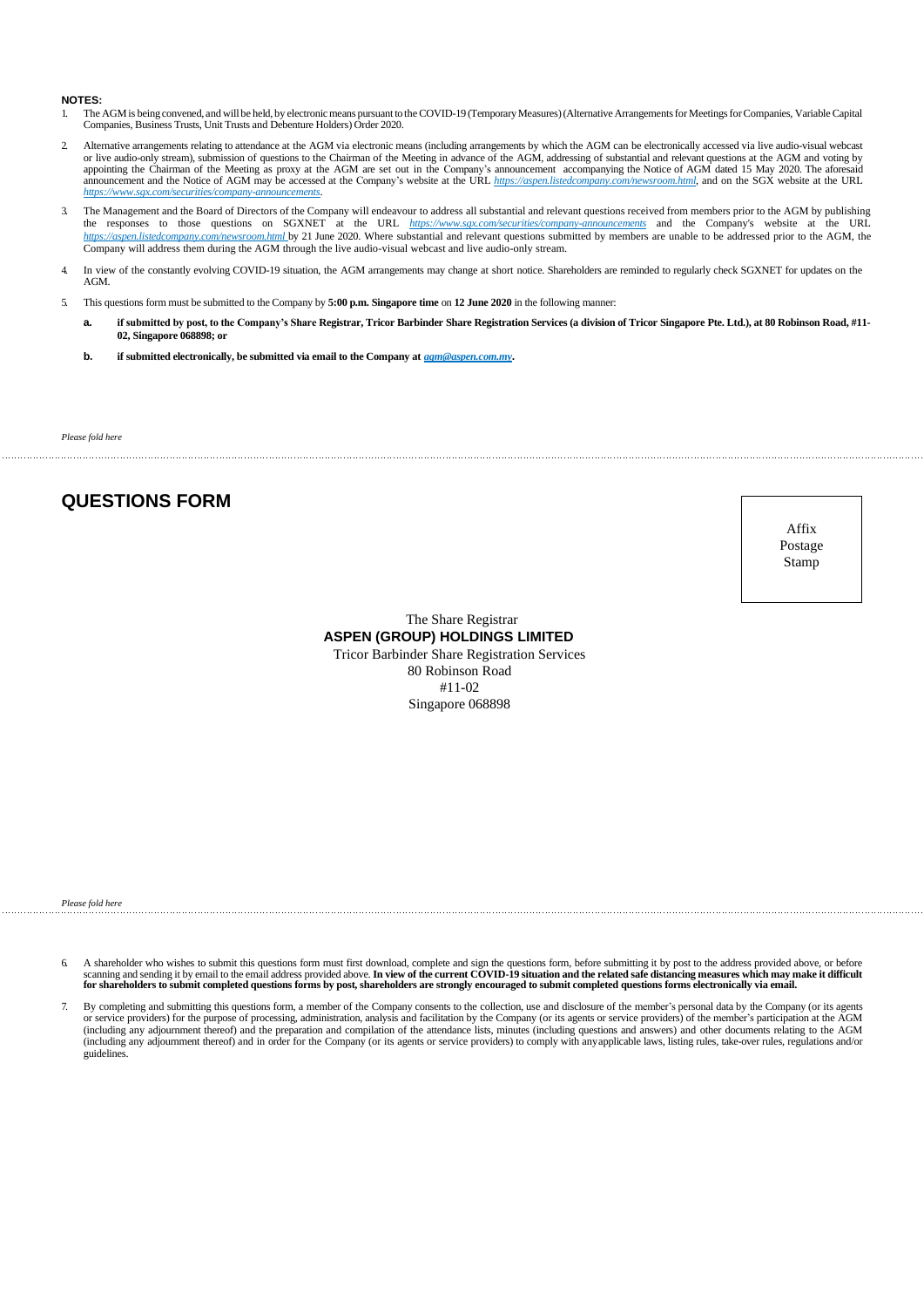**NOTES:**

1. The AGM is being convened, and will be held, by electronic means pursuant to the COVID-19 (Temporary Measures) (Alternative Arrangements for Meetings for Companies, Variable Capital Companies, Business Trusts, Unit Trusts and Debenture Holders) Order 2020.

2. Alternative arrangements relating to attendance at the AGM via electronic means (including arrangements by which the AGM can be electronically accessed via live audio-visual webcast or live audio-only stream), submission of questions to the Chairman of the Meeting in advance of the AGM, addressing of substantial and relevant questions at the AGM and voting by appointing the Chairman of the Meeting as proxy at the AGM are set out in the Company's announcement accompanying the Notice of AGM dated 15 May 2020. The aforesaid announcement and the Notice of AGM may be accessed at the Company's website at the URL *https://aspen.listedcompany.com/newsroom.html*, and on the SGX website at the URL *https://www.sgx.com/securities/company-announcements*.

3. The Management and the Board of Directors of the Company will endeavour to address all substantial and relevant questions received from members prior to the AGM by publishing the responses to those questions on SGXNET at the URL *https://www.sgx.com/securities/company-announcements* and the Company's website at the URL *https://aspen.listedcompany.com/newsroom.html* by 21 June 2020. Where substantial and relevant questions submitted by members are unable to be addressed prior to the AGM, the Company will address them during the AGM through the live audio-visual webcast and live audio-only stream.

4. In view of the constantly evolving COVID-19 situation, the AGM arrangements may change at short notice. Shareholders are reminded to regularly check SGXNET for updates on the AGM.

5. This questions form must be submitted to the Company by **5:00 p.m. Singapore time** on **12 June 2020** in the following manner:

   **a. if submitted by post, to the Company's Share Registrar, Tricor Barbinder Share Registration Services (a division of Tricor Singapore Pte. Ltd.), at 80 Robinson Road, #11-02, Singapore 068898; or**

   **b. if submitted electronically, be submitted via email to the Company at *agm@aspen.com.my*.**

*Please fold here*

## QUESTIONS FORM

Affix
Postage
Stamp

The Share Registrar
**ASPEN (GROUP) HOLDINGS LIMITED**
Tricor Barbinder Share Registration Services
80 Robinson Road
#11-02
Singapore 068898

*Please fold here*

6. A shareholder who wishes to submit this questions form must first download, complete and sign the questions form, before submitting it by post to the address provided above, or before scanning and sending it by email to the email address provided above. **In view of the current COVID-19 situation and the related safe distancing measures which may make it difficult for shareholders to submit completed questions forms by post, shareholders are strongly encouraged to submit completed questions forms electronically via email.**

7. By completing and submitting this questions form, a member of the Company consents to the collection, use and disclosure of the member's personal data by the Company (or its agents or service providers) for the purpose of processing, administration, analysis and facilitation by the Company (or its agents or service providers) of the member's participation at the AGM (including any adjournment thereof) and the preparation and compilation of the attendance lists, minutes (including questions and answers) and other documents relating to the AGM (including any adjournment thereof) and in order for the Company (or its agents or service providers) to comply with any applicable laws, listing rules, take-over rules, regulations and/or guidelines.